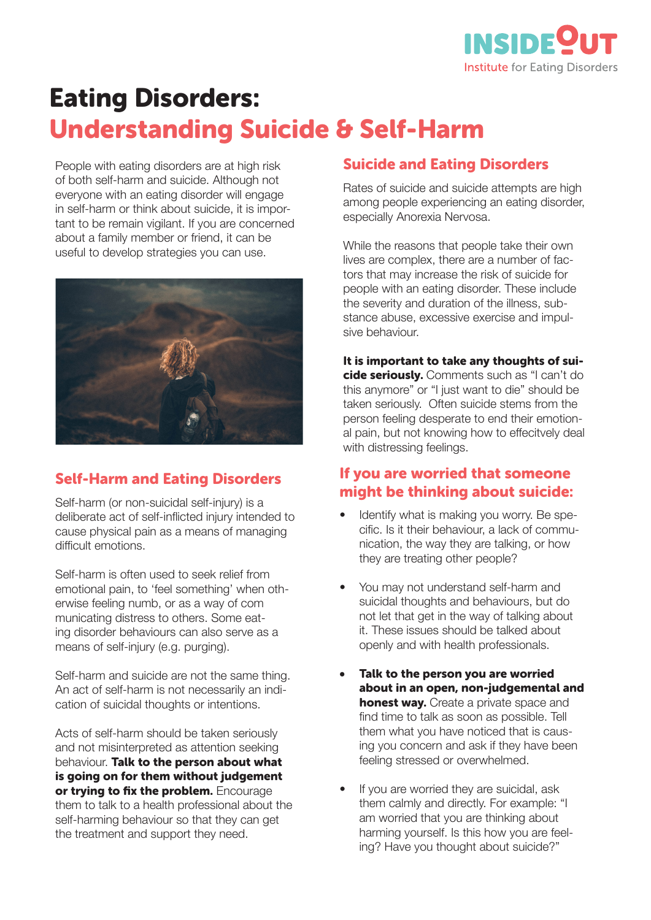INSIDE OUT
Institute for Eating Disorders

# Eating Disorders: Understanding Suicide & Self-Harm

People with eating disorders are at high risk of both self-harm and suicide. Although not everyone with an eating disorder will engage in self-harm or think about suicide, it is important to be remain vigilant. If you are concerned about a family member or friend, it can be useful to develop strategies you can use.

## Self-Harm and Eating Disorders

Self-harm (or non-suicidal self-injury) is a deliberate act of self-inflicted injury intended to cause physical pain as a means of managing difficult emotions.

Self-harm is often used to seek relief from emotional pain, to 'feel something' when otherwise feeling numb, or as a way of communicating distress to others. Some eating disorder behaviours can also serve as a means of self-injury (e.g. purging).

Self-harm and suicide are not the same thing. An act of self-harm is not necessarily an indication of suicidal thoughts or intentions.

Acts of self-harm should be taken seriously and not misinterpreted as attention seeking behaviour. **Talk to the person about what is going on for them without judgement or trying to fix the problem.** Encourage them to talk to a health professional about the self-harming behaviour so that they can get the treatment and support they need.

## Suicide and Eating Disorders

Rates of suicide and suicide attempts are high among people experiencing an eating disorder, especially Anorexia Nervosa.

While the reasons that people take their own lives are complex, there are a number of factors that may increase the risk of suicide for people with an eating disorder. These include the severity and duration of the illness, substance abuse, excessive exercise and impulsive behaviour.

**It is important to take any thoughts of suicide seriously.** Comments such as "I can't do this anymore" or "I just want to die" should be taken seriously. Often suicide stems from the person feeling desperate to end their emotional pain, but not knowing how to effecitvely deal with distressing feelings.

## If you are worried that someone might be thinking about suicide:

- Identify what is making you worry. Be specific. Is it their behaviour, a lack of communication, the way they are talking, or how they are treating other people?
- You may not understand self-harm and suicidal thoughts and behaviours, but do not let that get in the way of talking about it. These issues should be talked about openly and with health professionals.
- **Talk to the person you are worried about in an open, non-judgemental and honest way.** Create a private space and find time to talk as soon as possible. Tell them what you have noticed that is causing you concern and ask if they have been feeling stressed or overwhelmed.
- If you are worried they are suicidal, ask them calmly and directly. For example: "I am worried that you are thinking about harming yourself. Is this how you are feeling? Have you thought about suicide?"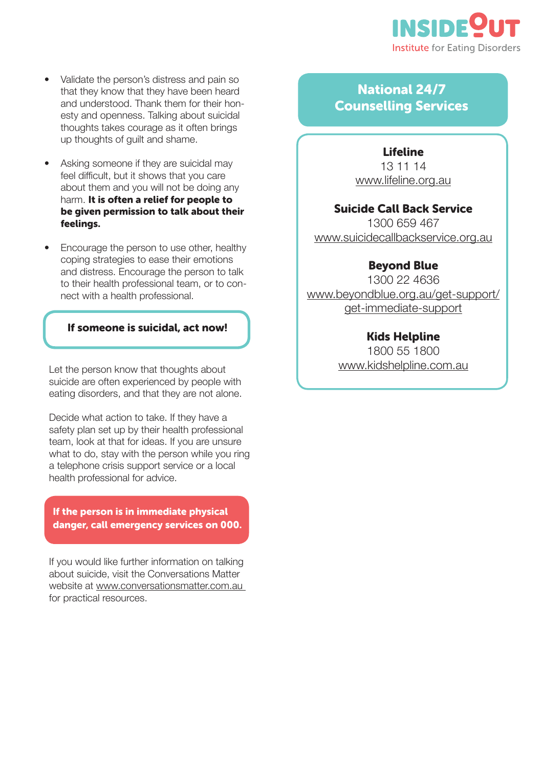- Validate the person's distress and pain so that they know that they have been heard and understood. Thank them for their honesty and openness. Talking about suicidal thoughts takes courage as it often brings up thoughts of guilt and shame.

- Asking someone if they are suicidal may feel difficult, but it shows that you care about them and you will not be doing any harm. **It is often a relief for people to be given permission to talk about their feelings.**

- Encourage the person to use other, healthy coping strategies to ease their emotions and distress. Encourage the person to talk to their health professional team, or to connect with a health professional.

**If someone is suicidal, act now!**

Let the person know that thoughts about suicide are often experienced by people with eating disorders, and that they are not alone.

Decide what action to take. If they have a safety plan set up by their health professional team, look at that for ideas. If you are unsure what to do, stay with the person while you ring a telephone crisis support service or a local health professional for advice.

**If the person is in immediate physical danger, call emergency services on 000.**

If you would like further information on talking about suicide, visit the Conversations Matter website at www.conversationsmatter.com.au for practical resources.

## National 24/7 Counselling Services

**Lifeline**
13 11 14
www.lifeline.org.au

**Suicide Call Back Service**
1300 659 467
www.suicidecallbackservice.org.au

**Beyond Blue**
1300 22 4636
www.beyondblue.org.au/get-support/get-immediate-support

**Kids Helpline**
1800 55 1800
www.kidshelpline.com.au